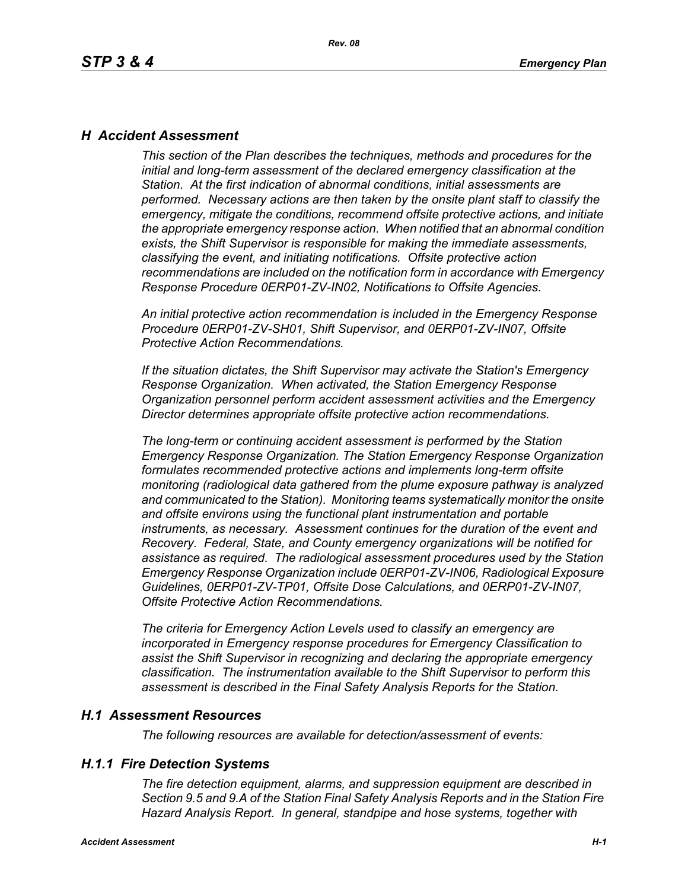## *H Accident Assessment*

*This section of the Plan describes the techniques, methods and procedures for the initial and long-term assessment of the declared emergency classification at the Station. At the first indication of abnormal conditions, initial assessments are performed. Necessary actions are then taken by the onsite plant staff to classify the emergency, mitigate the conditions, recommend offsite protective actions, and initiate the appropriate emergency response action. When notified that an abnormal condition exists, the Shift Supervisor is responsible for making the immediate assessments, classifying the event, and initiating notifications. Offsite protective action recommendations are included on the notification form in accordance with Emergency Response Procedure 0ERP01-ZV-IN02, Notifications to Offsite Agencies.*

*An initial protective action recommendation is included in the Emergency Response Procedure 0ERP01-ZV-SH01, Shift Supervisor, and 0ERP01-ZV-IN07, Offsite Protective Action Recommendations.*

*If the situation dictates, the Shift Supervisor may activate the Station's Emergency Response Organization. When activated, the Station Emergency Response Organization personnel perform accident assessment activities and the Emergency Director determines appropriate offsite protective action recommendations.*

*The long-term or continuing accident assessment is performed by the Station Emergency Response Organization. The Station Emergency Response Organization formulates recommended protective actions and implements long-term offsite monitoring (radiological data gathered from the plume exposure pathway is analyzed and communicated to the Station). Monitoring teams systematically monitor the onsite and offsite environs using the functional plant instrumentation and portable instruments, as necessary. Assessment continues for the duration of the event and Recovery. Federal, State, and County emergency organizations will be notified for assistance as required. The radiological assessment procedures used by the Station Emergency Response Organization include 0ERP01-ZV-IN06, Radiological Exposure Guidelines, 0ERP01-ZV-TP01, Offsite Dose Calculations, and 0ERP01-ZV-IN07, Offsite Protective Action Recommendations.*

*The criteria for Emergency Action Levels used to classify an emergency are incorporated in Emergency response procedures for Emergency Classification to assist the Shift Supervisor in recognizing and declaring the appropriate emergency classification. The instrumentation available to the Shift Supervisor to perform this assessment is described in the Final Safety Analysis Reports for the Station.*

### *H.1 Assessment Resources*

*The following resources are available for detection/assessment of events:*

### *H.1.1 Fire Detection Systems*

*The fire detection equipment, alarms, and suppression equipment are described in Section 9.5 and 9.A of the Station Final Safety Analysis Reports and in the Station Fire Hazard Analysis Report. In general, standpipe and hose systems, together with*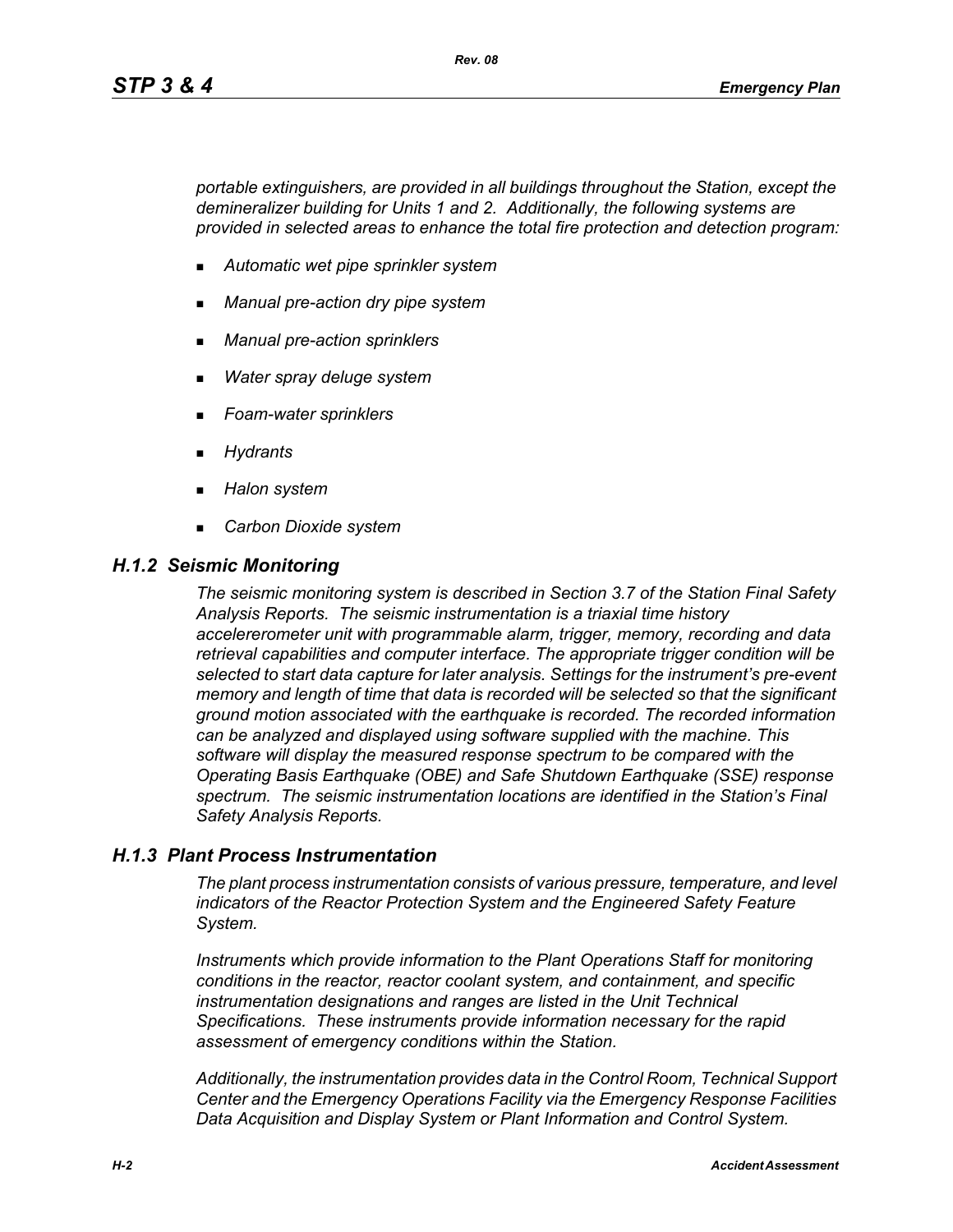*portable extinguishers, are provided in all buildings throughout the Station, except the demineralizer building for Units 1 and 2. Additionally, the following systems are provided in selected areas to enhance the total fire protection and detection program:*

- *Automatic wet pipe sprinkler system*
- *Manual pre-action dry pipe system*
- *Manual pre-action sprinklers*
- *Water spray deluge system*
- *Foam-water sprinklers*
- *Hydrants*
- *Halon system*
- *Carbon Dioxide system*

### *H.1.2 Seismic Monitoring*

*The seismic monitoring system is described in Section 3.7 of the Station Final Safety Analysis Reports. The seismic instrumentation is a triaxial time history accelererometer unit with programmable alarm, trigger, memory, recording and data retrieval capabilities and computer interface. The appropriate trigger condition will be selected to start data capture for later analysis. Settings for the instrument's pre-event memory and length of time that data is recorded will be selected so that the significant ground motion associated with the earthquake is recorded. The recorded information can be analyzed and displayed using software supplied with the machine. This software will display the measured response spectrum to be compared with the Operating Basis Earthquake (OBE) and Safe Shutdown Earthquake (SSE) response spectrum. The seismic instrumentation locations are identified in the Station's Final Safety Analysis Reports.*

### *H.1.3 Plant Process Instrumentation*

*The plant process instrumentation consists of various pressure, temperature, and level indicators of the Reactor Protection System and the Engineered Safety Feature System.*

*Instruments which provide information to the Plant Operations Staff for monitoring conditions in the reactor, reactor coolant system, and containment, and specific instrumentation designations and ranges are listed in the Unit Technical Specifications. These instruments provide information necessary for the rapid assessment of emergency conditions within the Station.*

*Additionally, the instrumentation provides data in the Control Room, Technical Support Center and the Emergency Operations Facility via the Emergency Response Facilities Data Acquisition and Display System or Plant Information and Control System.*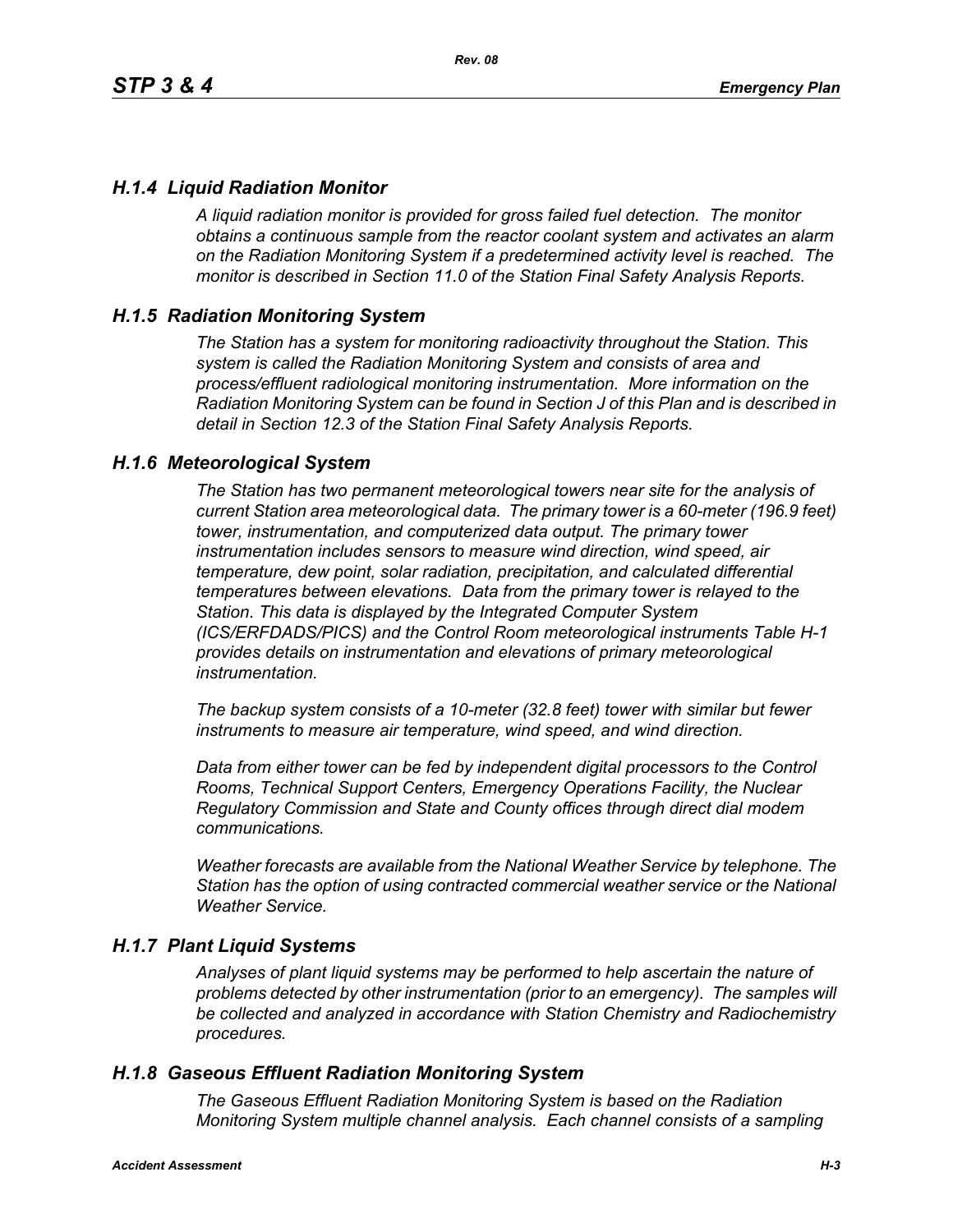## *H.1.4 Liquid Radiation Monitor*

*A liquid radiation monitor is provided for gross failed fuel detection. The monitor obtains a continuous sample from the reactor coolant system and activates an alarm on the Radiation Monitoring System if a predetermined activity level is reached. The monitor is described in Section 11.0 of the Station Final Safety Analysis Reports.*

## *H.1.5 Radiation Monitoring System*

*The Station has a system for monitoring radioactivity throughout the Station. This system is called the Radiation Monitoring System and consists of area and process/effluent radiological monitoring instrumentation. More information on the Radiation Monitoring System can be found in Section J of this Plan and is described in detail in Section 12.3 of the Station Final Safety Analysis Reports.*

## *H.1.6 Meteorological System*

*The Station has two permanent meteorological towers near site for the analysis of current Station area meteorological data. The primary tower is a 60-meter (196.9 feet) tower, instrumentation, and computerized data output. The primary tower instrumentation includes sensors to measure wind direction, wind speed, air temperature, dew point, solar radiation, precipitation, and calculated differential temperatures between elevations. Data from the primary tower is relayed to the Station. This data is displayed by the Integrated Computer System (ICS/ERFDADS/PICS) and the Control Room meteorological instruments Table H-1 provides details on instrumentation and elevations of primary meteorological instrumentation.*

*The backup system consists of a 10-meter (32.8 feet) tower with similar but fewer instruments to measure air temperature, wind speed, and wind direction.*

*Data from either tower can be fed by independent digital processors to the Control Rooms, Technical Support Centers, Emergency Operations Facility, the Nuclear Regulatory Commission and State and County offices through direct dial modem communications.*

*Weather forecasts are available from the National Weather Service by telephone. The Station has the option of using contracted commercial weather service or the National Weather Service.*

## *H.1.7 Plant Liquid Systems*

*Analyses of plant liquid systems may be performed to help ascertain the nature of problems detected by other instrumentation (prior to an emergency). The samples will be collected and analyzed in accordance with Station Chemistry and Radiochemistry procedures.*

## *H.1.8 Gaseous Effluent Radiation Monitoring System*

*The Gaseous Effluent Radiation Monitoring System is based on the Radiation Monitoring System multiple channel analysis. Each channel consists of a sampling*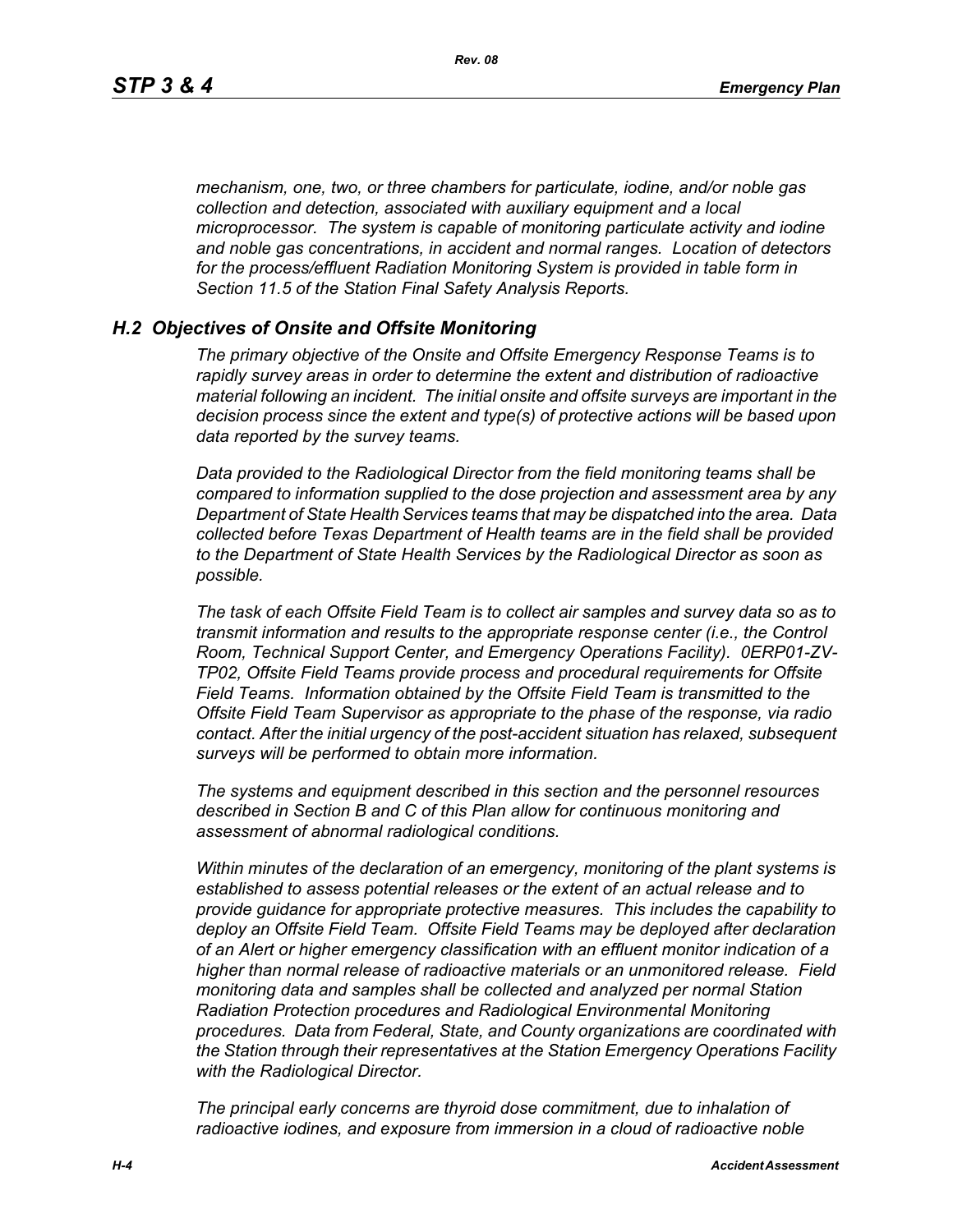*mechanism, one, two, or three chambers for particulate, iodine, and/or noble gas collection and detection, associated with auxiliary equipment and a local microprocessor. The system is capable of monitoring particulate activity and iodine and noble gas concentrations, in accident and normal ranges. Location of detectors for the process/effluent Radiation Monitoring System is provided in table form in Section 11.5 of the Station Final Safety Analysis Reports.*

## *H.2 Objectives of Onsite and Offsite Monitoring*

*The primary objective of the Onsite and Offsite Emergency Response Teams is to rapidly survey areas in order to determine the extent and distribution of radioactive material following an incident. The initial onsite and offsite surveys are important in the decision process since the extent and type(s) of protective actions will be based upon data reported by the survey teams.*

*Data provided to the Radiological Director from the field monitoring teams shall be compared to information supplied to the dose projection and assessment area by any Department of State Health Services teams that may be dispatched into the area. Data collected before Texas Department of Health teams are in the field shall be provided to the Department of State Health Services by the Radiological Director as soon as possible.*

*The task of each Offsite Field Team is to collect air samples and survey data so as to transmit information and results to the appropriate response center (i.e., the Control Room, Technical Support Center, and Emergency Operations Facility). 0ERP01-ZV-TP02, Offsite Field Teams provide process and procedural requirements for Offsite Field Teams. Information obtained by the Offsite Field Team is transmitted to the Offsite Field Team Supervisor as appropriate to the phase of the response, via radio contact. After the initial urgency of the post-accident situation has relaxed, subsequent surveys will be performed to obtain more information.*

*The systems and equipment described in this section and the personnel resources described in Section B and C of this Plan allow for continuous monitoring and assessment of abnormal radiological conditions.*

*Within minutes of the declaration of an emergency, monitoring of the plant systems is established to assess potential releases or the extent of an actual release and to provide guidance for appropriate protective measures. This includes the capability to deploy an Offsite Field Team. Offsite Field Teams may be deployed after declaration of an Alert or higher emergency classification with an effluent monitor indication of a higher than normal release of radioactive materials or an unmonitored release. Field monitoring data and samples shall be collected and analyzed per normal Station Radiation Protection procedures and Radiological Environmental Monitoring procedures. Data from Federal, State, and County organizations are coordinated with the Station through their representatives at the Station Emergency Operations Facility with the Radiological Director.*

*The principal early concerns are thyroid dose commitment, due to inhalation of radioactive iodines, and exposure from immersion in a cloud of radioactive noble*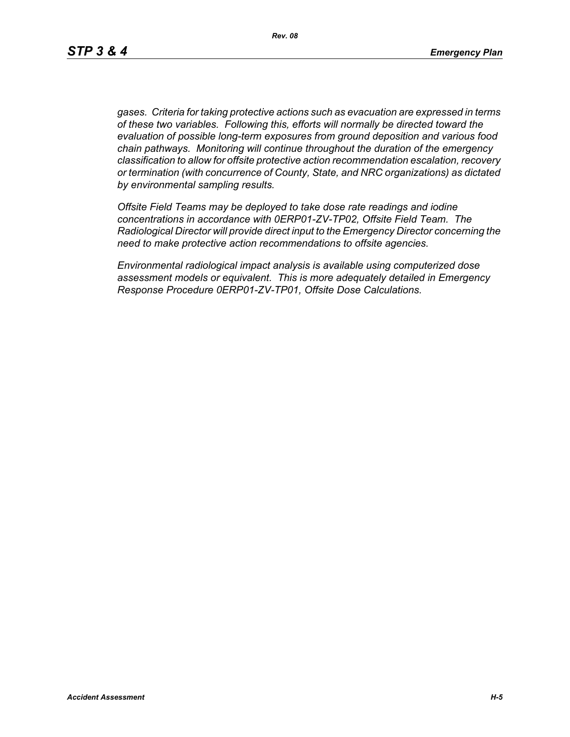*gases. Criteria for taking protective actions such as evacuation are expressed in terms of these two variables. Following this, efforts will normally be directed toward the evaluation of possible long-term exposures from ground deposition and various food chain pathways. Monitoring will continue throughout the duration of the emergency classification to allow for offsite protective action recommendation escalation, recovery or termination (with concurrence of County, State, and NRC organizations) as dictated by environmental sampling results.*

*Offsite Field Teams may be deployed to take dose rate readings and iodine concentrations in accordance with 0ERP01-ZV-TP02, Offsite Field Team. The Radiological Director will provide direct input to the Emergency Director concerning the need to make protective action recommendations to offsite agencies.*

*Environmental radiological impact analysis is available using computerized dose assessment models or equivalent. This is more adequately detailed in Emergency Response Procedure 0ERP01-ZV-TP01, Offsite Dose Calculations.*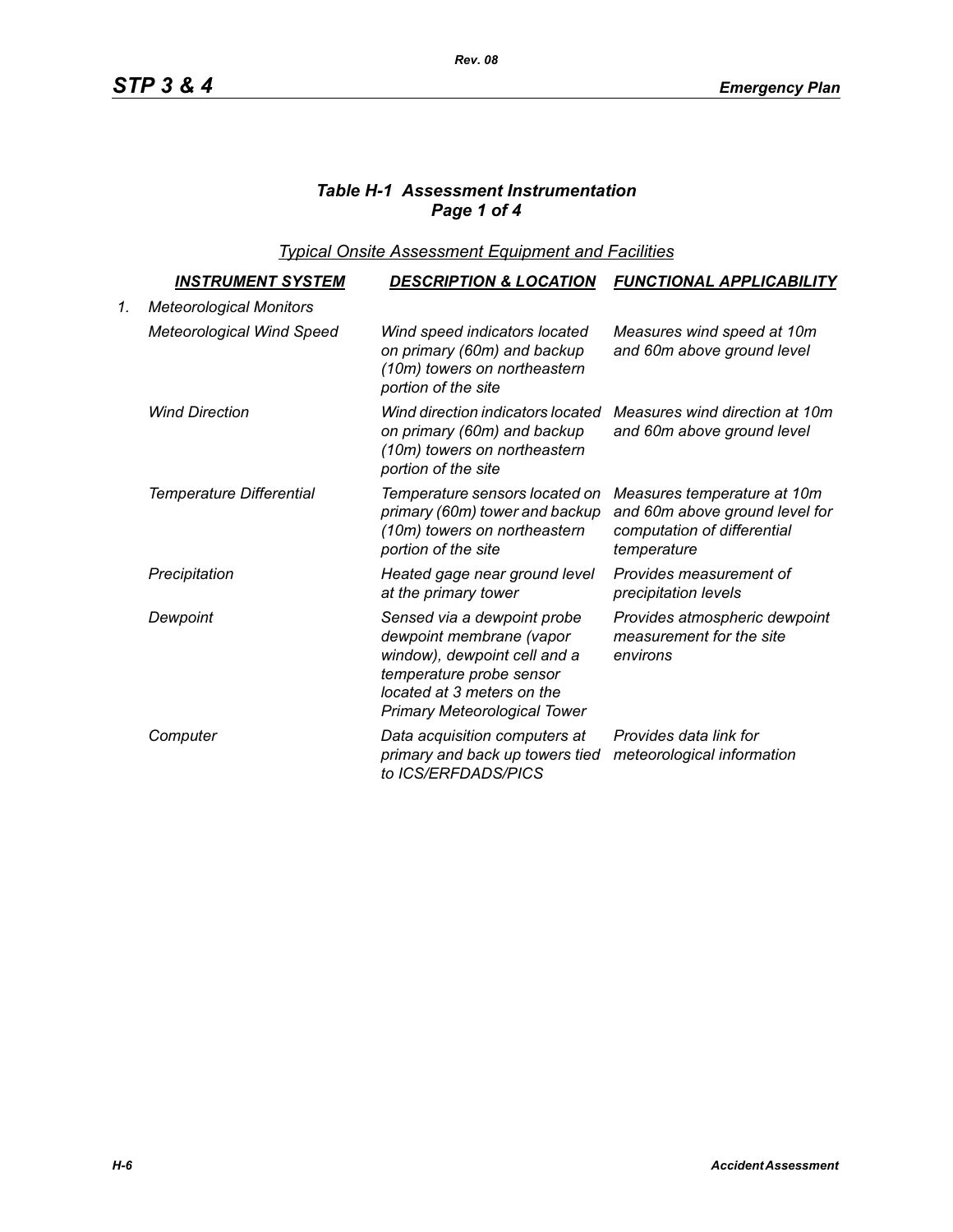### *Table H-1 Assessment Instrumentation*
### *Page 1 of 4*

*Typical Onsite Assessment Equipment and Facilities*

| | INSTRUMENT SYSTEM | DESCRIPTION & LOCATION | FUNCTIONAL APPLICABILITY |
|---|---|---|---|
| 1. | *Meteorological Monitors* | | |
| | *Meteorological Wind Speed* | *Wind speed indicators located on primary (60m) and backup (10m) towers on northeastern portion of the site* | *Measures wind speed at 10m and 60m above ground level* |
| | *Wind Direction* | *Wind direction indicators located on primary (60m) and backup (10m) towers on northeastern portion of the site* | *Measures wind direction at 10m and 60m above ground level* |
| | *Temperature Differential* | *Temperature sensors located on primary (60m) tower and backup (10m) towers on northeastern portion of the site* | *Measures temperature at 10m and 60m above ground level for computation of differential temperature* |
| | *Precipitation* | *Heated gage near ground level at the primary tower* | *Provides measurement of precipitation levels* |
| | *Dewpoint* | *Sensed via a dewpoint probe dewpoint membrane (vapor window), dewpoint cell and a temperature probe sensor located at 3 meters on the Primary Meteorological Tower* | *Provides atmospheric dewpoint measurement for the site environs* |
| | *Computer* | *Data acquisition computers at primary and back up towers tied to ICS/ERFDADS/PICS* | *Provides data link for meteorological information* |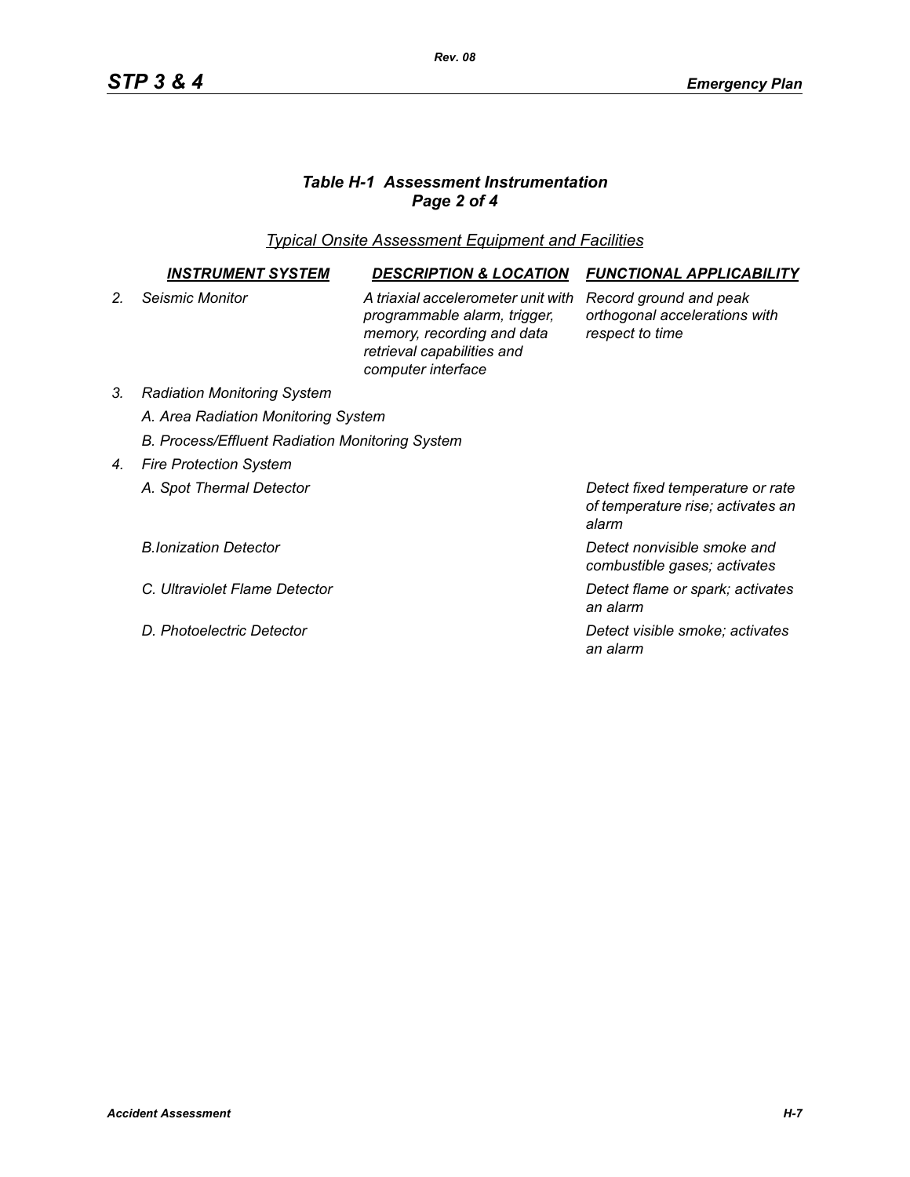### *Table H-1 Assessment Instrumentation*
### *Page 2 of 4*

*Typical Onsite Assessment Equipment and Facilities*

| | INSTRUMENT SYSTEM | DESCRIPTION & LOCATION | FUNCTIONAL APPLICABILITY |
|---|---|---|---|
| *2.* | *Seismic Monitor* | *A triaxial accelerometer unit with programmable alarm, trigger, memory, recording and data retrieval capabilities and computer interface* | *Record ground and peak orthogonal accelerations with respect to time* |
| *3.* | *Radiation Monitoring System* | | |
| | *A. Area Radiation Monitoring System* | | |
| | *B. Process/Effluent Radiation Monitoring System* | | |
| *4.* | *Fire Protection System* | | |
| | *A. Spot Thermal Detector* | | *Detect fixed temperature or rate of temperature rise; activates an alarm* |
| | *B.Ionization Detector* | | *Detect nonvisible smoke and combustible gases; activates* |
| | *C. Ultraviolet Flame Detector* | | *Detect flame or spark; activates an alarm* |
| | *D. Photoelectric Detector* | | *Detect visible smoke; activates an alarm* |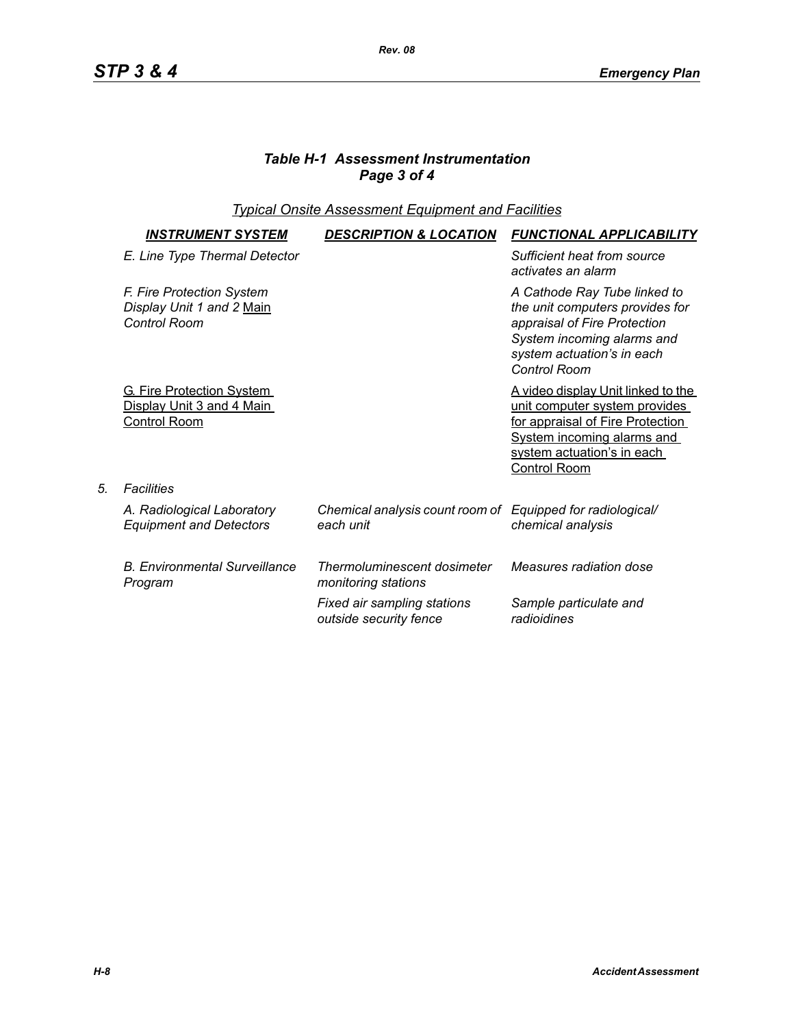### *Table H-1 Assessment Instrumentation*
### *Page 3 of 4*

*Typical Onsite Assessment Equipment and Facilities*

| | *INSTRUMENT SYSTEM* | *DESCRIPTION & LOCATION* | *FUNCTIONAL APPLICABILITY* |
|---|---|---|---|
| | *E. Line Type Thermal Detector* | | *Sufficient heat from source activates an alarm* |
| | *F. Fire Protection System Display Unit 1 and 2* Main *Control Room* | | *A Cathode Ray Tube linked to the unit computers provides for appraisal of Fire Protection System incoming alarms and system actuation's in each Control Room* |
| | G. Fire Protection System Display Unit 3 and 4 Main Control Room | | A video display Unit linked to the unit computer system provides for appraisal of Fire Protection System incoming alarms and system actuation's in each Control Room |
| *5.* | *Facilities* | | |
| | *A. Radiological Laboratory Equipment and Detectors* | *Chemical analysis count room of each unit* | *Equipped for radiological/ chemical analysis* |
| | *B. Environmental Surveillance Program* | *Thermoluminescent dosimeter monitoring stations* | *Measures radiation dose* |
| | | *Fixed air sampling stations outside security fence* | *Sample particulate and radioidines* |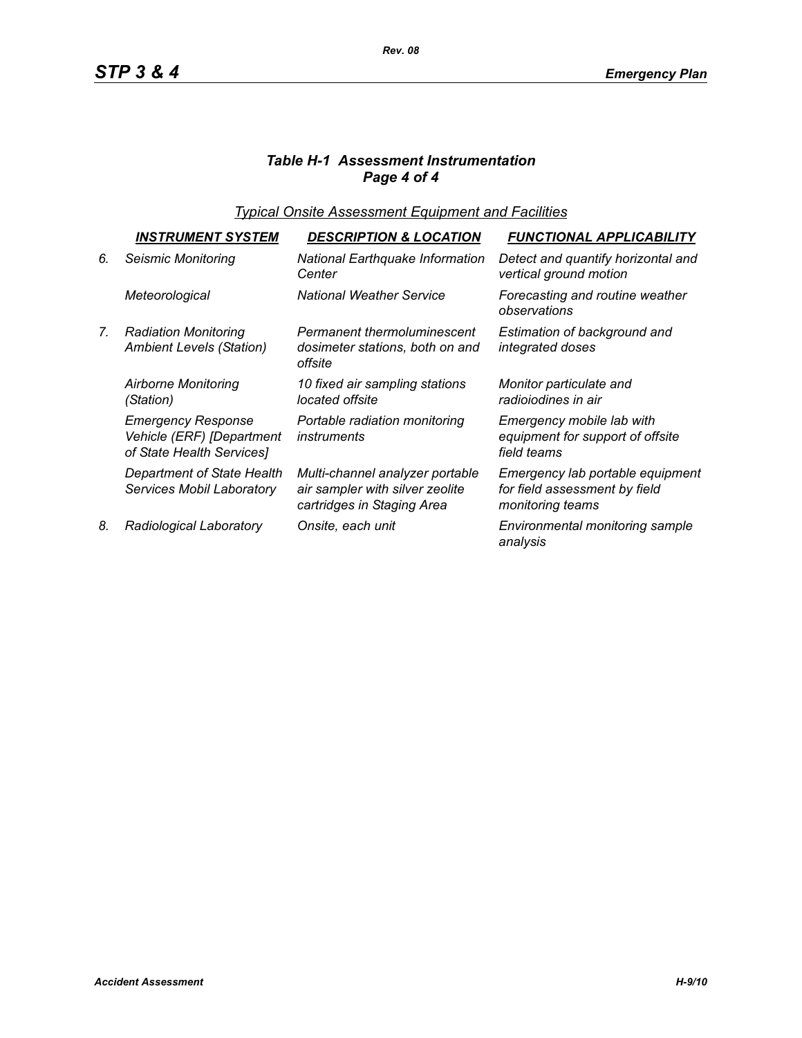### *Table H-1 Assessment Instrumentation*
### *Page 4 of 4*

*Typical Onsite Assessment Equipment and Facilities*

| | INSTRUMENT SYSTEM | DESCRIPTION & LOCATION | FUNCTIONAL APPLICABILITY |
|---|---|---|---|
| 6. | *Seismic Monitoring* | *National Earthquake Information Center* | *Detect and quantify horizontal and vertical ground motion* |
| | *Meteorological* | *National Weather Service* | *Forecasting and routine weather observations* |
| 7. | *Radiation Monitoring Ambient Levels (Station)* | *Permanent thermoluminescent dosimeter stations, both on and offsite* | *Estimation of background and integrated doses* |
| | *Airborne Monitoring (Station)* | *10 fixed air sampling stations located offsite* | *Monitor particulate and radioiodines in air* |
| | *Emergency Response Vehicle (ERF) [Department of State Health Services]* | *Portable radiation monitoring instruments* | *Emergency mobile lab with equipment for support of offsite field teams* |
| | *Department of State Health Services Mobil Laboratory* | *Multi-channel analyzer portable air sampler with silver zeolite cartridges in Staging Area* | *Emergency lab portable equipment for field assessment by field monitoring teams* |
| 8. | *Radiological Laboratory* | *Onsite, each unit* | *Environmental monitoring sample analysis* |